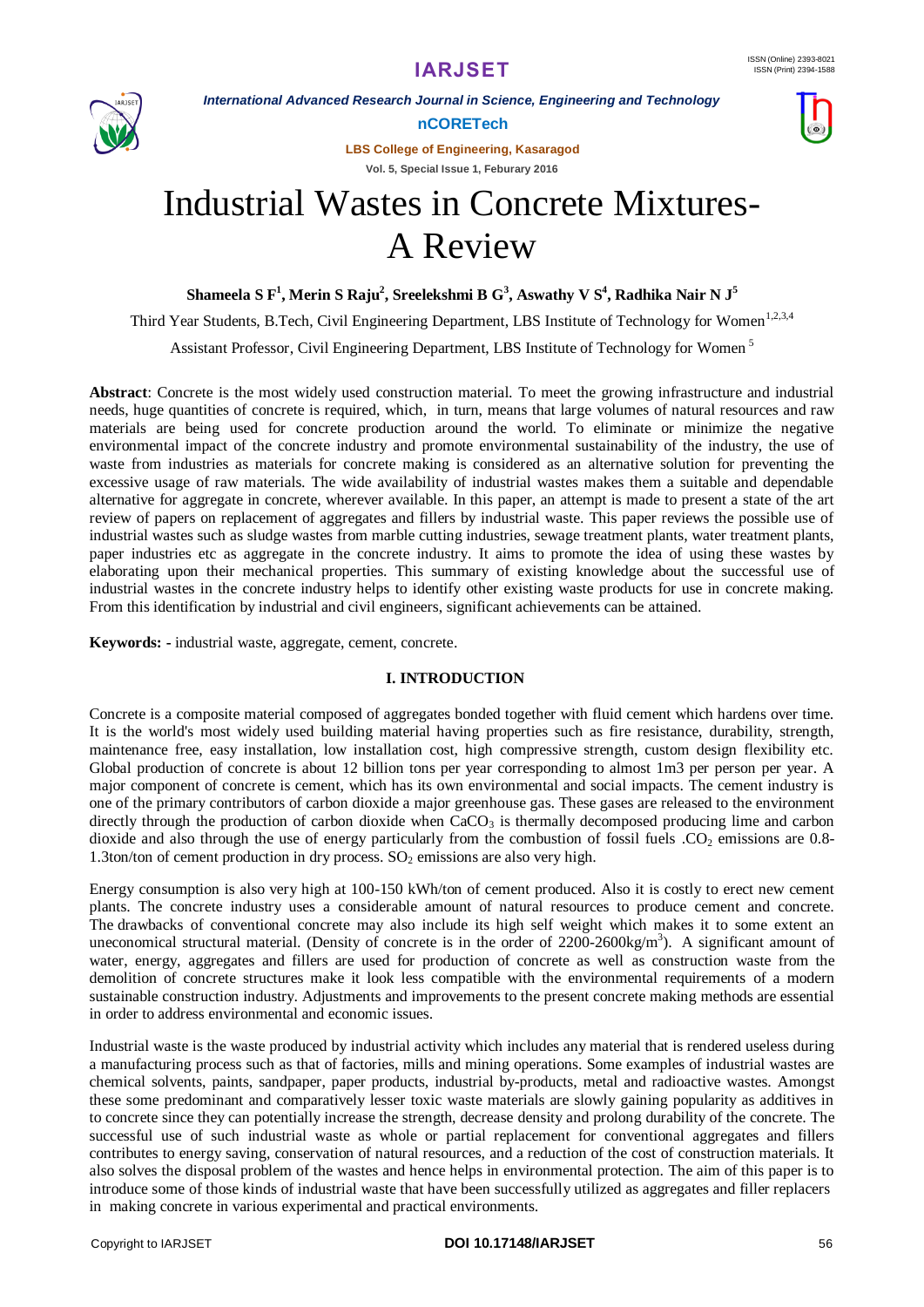# Industrial Wastes in Concrete Mixtures- A Review

**Shameela S F[1], Merin S Raju[2], Sreelekshmi B G[3], Aswathy V S[4], Radhika Nair N J[5]**

Third Year Students, B.Tech, Civil Engineering Department, LBS Institute of Technology for Women[1,2,3,4]

Assistant Professor, Civil Engineering Department, LBS Institute of Technology for Women [5]

**Abstract**: Concrete is the most widely used construction material. To meet the growing infrastructure and industrial needs, huge quantities of concrete is required, which, in turn, means that large volumes of natural resources and raw materials are being used for concrete production around the world. To eliminate or minimize the negative environmental impact of the concrete industry and promote environmental sustainability of the industry, the use of waste from industries as materials for concrete making is considered as an alternative solution for preventing the excessive usage of raw materials. The wide availability of industrial wastes makes them a suitable and dependable alternative for aggregate in concrete, wherever available. In this paper, an attempt is made to present a state of the art review of papers on replacement of aggregates and fillers by industrial waste. This paper reviews the possible use of industrial wastes such as sludge wastes from marble cutting industries, sewage treatment plants, water treatment plants, paper industries etc as aggregate in the concrete industry. It aims to promote the idea of using these wastes by elaborating upon their mechanical properties. This summary of existing knowledge about the successful use of industrial wastes in the concrete industry helps to identify other existing waste products for use in concrete making. From this identification by industrial and civil engineers, significant achievements can be attained.

**Keywords: -** industrial waste, aggregate, cement, concrete.

## I. INTRODUCTION

Concrete is a composite material composed of aggregates bonded together with fluid cement which hardens over time. It is the world's most widely used building material having properties such as fire resistance, durability, strength, maintenance free, easy installation, low installation cost, high compressive strength, custom design flexibility etc. Global production of concrete is about 12 billion tons per year corresponding to almost 1m3 per person per year. A major component of concrete is cement, which has its own environmental and social impacts. The cement industry is one of the primary contributors of carbon dioxide a major greenhouse gas. These gases are released to the environment directly through the production of carbon dioxide when $CaCO_3$ is thermally decomposed producing lime and carbon dioxide and also through the use of energy particularly from the combustion of fossil fuels .$CO_2$ emissions are 0.8-1.3ton/ton of cement production in dry process. $SO_2$ emissions are also very high.

Energy consumption is also very high at 100-150 kWh/ton of cement produced. Also it is costly to erect new cement plants. The concrete industry uses a considerable amount of natural resources to produce cement and concrete. The drawbacks of conventional concrete may also include its high self weight which makes it to some extent an uneconomical structural material. (Density of concrete is in the order of 2200-2600kg/$m^3$). A significant amount of water, energy, aggregates and fillers are used for production of concrete as well as construction waste from the demolition of concrete structures make it look less compatible with the environmental requirements of a modern sustainable construction industry. Adjustments and improvements to the present concrete making methods are essential in order to address environmental and economic issues.

Industrial waste is the waste produced by industrial activity which includes any material that is rendered useless during a manufacturing process such as that of factories, mills and mining operations. Some examples of industrial wastes are chemical solvents, paints, sandpaper, paper products, industrial by-products, metal and radioactive wastes. Amongst these some predominant and comparatively lesser toxic waste materials are slowly gaining popularity as additives in to concrete since they can potentially increase the strength, decrease density and prolong durability of the concrete. The successful use of such industrial waste as whole or partial replacement for conventional aggregates and fillers contributes to energy saving, conservation of natural resources, and a reduction of the cost of construction materials. It also solves the disposal problem of the wastes and hence helps in environmental protection. The aim of this paper is to introduce some of those kinds of industrial waste that have been successfully utilized as aggregates and filler replacers in making concrete in various experimental and practical environments.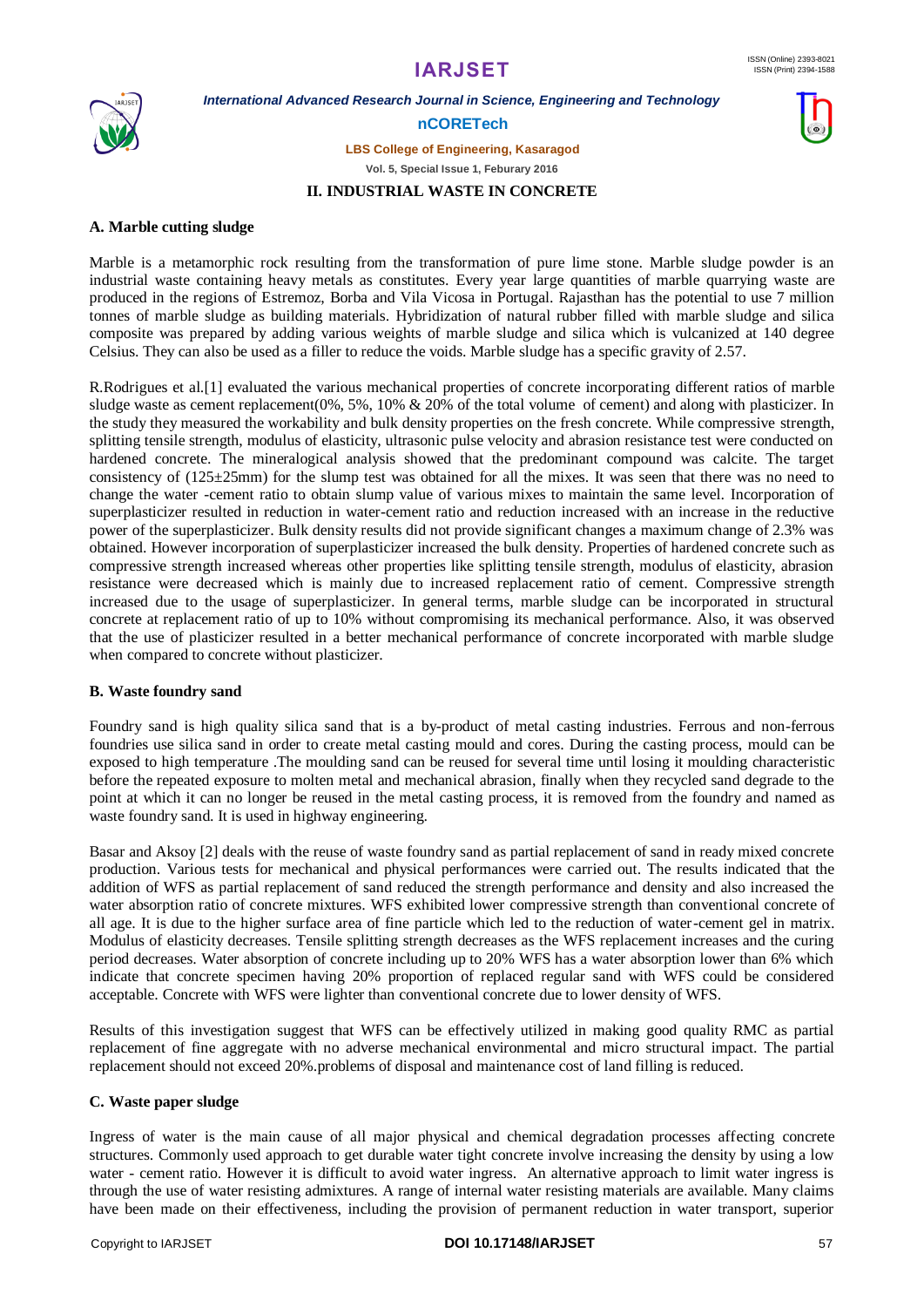## II. INDUSTRIAL WASTE IN CONCRETE

### A. Marble cutting sludge

Marble is a metamorphic rock resulting from the transformation of pure lime stone. Marble sludge powder is an industrial waste containing heavy metals as constitutes. Every year large quantities of marble quarrying waste are produced in the regions of Estremoz, Borba and Vila Vicosa in Portugal. Rajasthan has the potential to use 7 million tonnes of marble sludge as building materials. Hybridization of natural rubber filled with marble sludge and silica composite was prepared by adding various weights of marble sludge and silica which is vulcanized at 140 degree Celsius. They can also be used as a filler to reduce the voids. Marble sludge has a specific gravity of 2.57.

R.Rodrigues et al.[1] evaluated the various mechanical properties of concrete incorporating different ratios of marble sludge waste as cement replacement(0%, 5%, 10% & 20% of the total volume of cement) and along with plasticizer. In the study they measured the workability and bulk density properties on the fresh concrete. While compressive strength, splitting tensile strength, modulus of elasticity, ultrasonic pulse velocity and abrasion resistance test were conducted on hardened concrete. The mineralogical analysis showed that the predominant compound was calcite. The target consistency of (125±25mm) for the slump test was obtained for all the mixes. It was seen that there was no need to change the water -cement ratio to obtain slump value of various mixes to maintain the same level. Incorporation of superplasticizer resulted in reduction in water-cement ratio and reduction increased with an increase in the reductive power of the superplasticizer. Bulk density results did not provide significant changes a maximum change of 2.3% was obtained. However incorporation of superplasticizer increased the bulk density. Properties of hardened concrete such as compressive strength increased whereas other properties like splitting tensile strength, modulus of elasticity, abrasion resistance were decreased which is mainly due to increased replacement ratio of cement. Compressive strength increased due to the usage of superplasticizer. In general terms, marble sludge can be incorporated in structural concrete at replacement ratio of up to 10% without compromising its mechanical performance. Also, it was observed that the use of plasticizer resulted in a better mechanical performance of concrete incorporated with marble sludge when compared to concrete without plasticizer.

### B. Waste foundry sand

Foundry sand is high quality silica sand that is a by-product of metal casting industries. Ferrous and non-ferrous foundries use silica sand in order to create metal casting mould and cores. During the casting process, mould can be exposed to high temperature .The moulding sand can be reused for several time until losing it moulding characteristic before the repeated exposure to molten metal and mechanical abrasion, finally when they recycled sand degrade to the point at which it can no longer be reused in the metal casting process, it is removed from the foundry and named as waste foundry sand. It is used in highway engineering.

Basar and Aksoy [2] deals with the reuse of waste foundry sand as partial replacement of sand in ready mixed concrete production. Various tests for mechanical and physical performances were carried out. The results indicated that the addition of WFS as partial replacement of sand reduced the strength performance and density and also increased the water absorption ratio of concrete mixtures. WFS exhibited lower compressive strength than conventional concrete of all age. It is due to the higher surface area of fine particle which led to the reduction of water-cement gel in matrix. Modulus of elasticity decreases. Tensile splitting strength decreases as the WFS replacement increases and the curing period decreases. Water absorption of concrete including up to 20% WFS has a water absorption lower than 6% which indicate that concrete specimen having 20% proportion of replaced regular sand with WFS could be considered acceptable. Concrete with WFS were lighter than conventional concrete due to lower density of WFS.

Results of this investigation suggest that WFS can be effectively utilized in making good quality RMC as partial replacement of fine aggregate with no adverse mechanical environmental and micro structural impact. The partial replacement should not exceed 20%.problems of disposal and maintenance cost of land filling is reduced.

### C. Waste paper sludge

Ingress of water is the main cause of all major physical and chemical degradation processes affecting concrete structures. Commonly used approach to get durable water tight concrete involve increasing the density by using a low water - cement ratio. However it is difficult to avoid water ingress. An alternative approach to limit water ingress is through the use of water resisting admixtures. A range of internal water resisting materials are available. Many claims have been made on their effectiveness, including the provision of permanent reduction in water transport, superior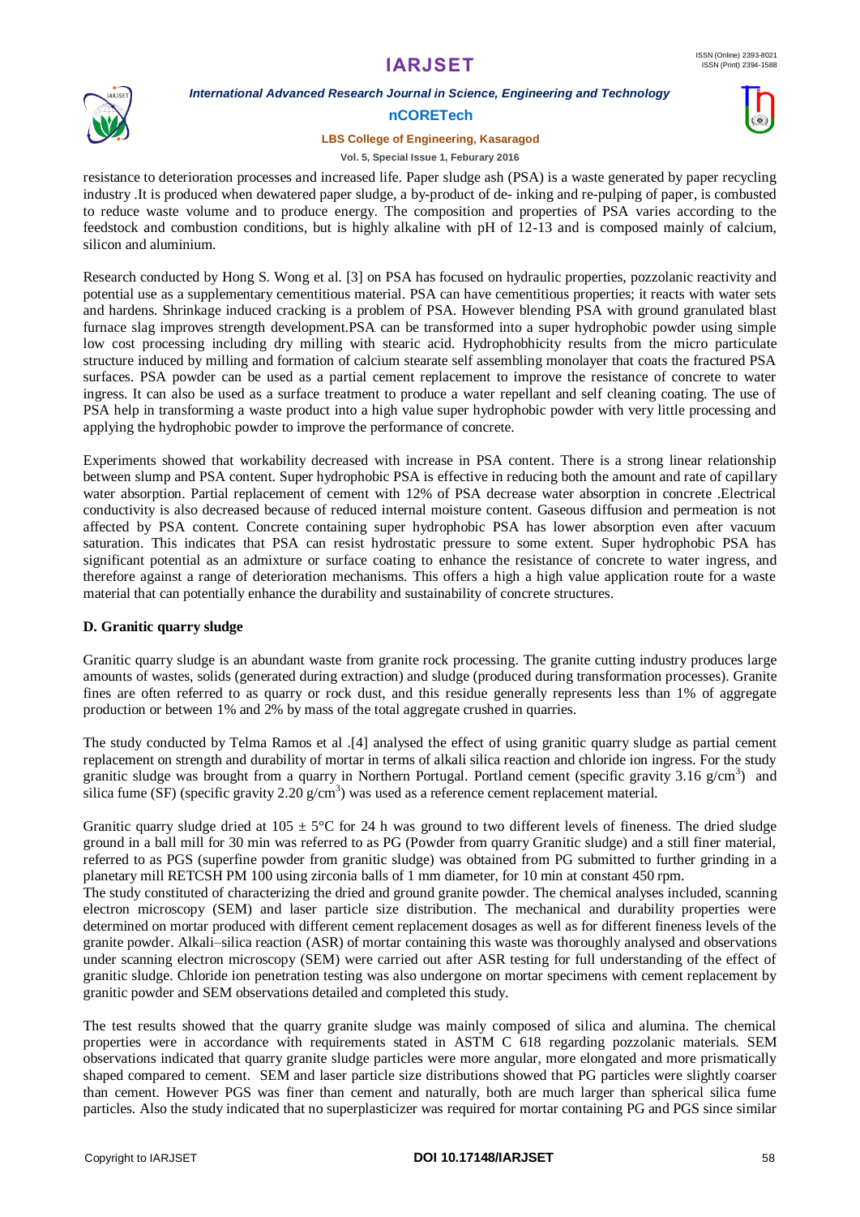resistance to deterioration processes and increased life. Paper sludge ash (PSA) is a waste generated by paper recycling industry .It is produced when dewatered paper sludge, a by-product of de- inking and re-pulping of paper, is combusted to reduce waste volume and to produce energy. The composition and properties of PSA varies according to the feedstock and combustion conditions, but is highly alkaline with pH of 12-13 and is composed mainly of calcium, silicon and aluminium.

Research conducted by Hong S. Wong et al. [3] on PSA has focused on hydraulic properties, pozzolanic reactivity and potential use as a supplementary cementitious material. PSA can have cementitious properties; it reacts with water sets and hardens. Shrinkage induced cracking is a problem of PSA. However blending PSA with ground granulated blast furnace slag improves strength development.PSA can be transformed into a super hydrophobic powder using simple low cost processing including dry milling with stearic acid. Hydrophobhicity results from the micro particulate structure induced by milling and formation of calcium stearate self assembling monolayer that coats the fractured PSA surfaces. PSA powder can be used as a partial cement replacement to improve the resistance of concrete to water ingress. It can also be used as a surface treatment to produce a water repellant and self cleaning coating. The use of PSA help in transforming a waste product into a high value super hydrophobic powder with very little processing and applying the hydrophobic powder to improve the performance of concrete.

Experiments showed that workability decreased with increase in PSA content. There is a strong linear relationship between slump and PSA content. Super hydrophobic PSA is effective in reducing both the amount and rate of capillary water absorption. Partial replacement of cement with 12% of PSA decrease water absorption in concrete .Electrical conductivity is also decreased because of reduced internal moisture content. Gaseous diffusion and permeation is not affected by PSA content. Concrete containing super hydrophobic PSA has lower absorption even after vacuum saturation. This indicates that PSA can resist hydrostatic pressure to some extent. Super hydrophobic PSA has significant potential as an admixture or surface coating to enhance the resistance of concrete to water ingress, and therefore against a range of deterioration mechanisms. This offers a high a high value application route for a waste material that can potentially enhance the durability and sustainability of concrete structures.

### D. Granitic quarry sludge

Granitic quarry sludge is an abundant waste from granite rock processing. The granite cutting industry produces large amounts of wastes, solids (generated during extraction) and sludge (produced during transformation processes). Granite fines are often referred to as quarry or rock dust, and this residue generally represents less than 1% of aggregate production or between 1% and 2% by mass of the total aggregate crushed in quarries.

The study conducted by Telma Ramos et al .[4] analysed the effect of using granitic quarry sludge as partial cement replacement on strength and durability of mortar in terms of alkali silica reaction and chloride ion ingress. For the study granitic sludge was brought from a quarry in Northern Portugal. Portland cement (specific gravity 3.16 $g/cm^3$) and silica fume (SF) (specific gravity 2.20 $g/cm^3$) was used as a reference cement replacement material.

Granitic quarry sludge dried at $105 \pm 5$°C for 24 h was ground to two different levels of fineness. The dried sludge ground in a ball mill for 30 min was referred to as PG (Powder from quarry Granitic sludge) and a still finer material, referred to as PGS (superfine powder from granitic sludge) was obtained from PG submitted to further grinding in a planetary mill RETCSH PM 100 using zirconia balls of 1 mm diameter, for 10 min at constant 450 rpm.

The study constituted of characterizing the dried and ground granite powder. The chemical analyses included, scanning electron microscopy (SEM) and laser particle size distribution. The mechanical and durability properties were determined on mortar produced with different cement replacement dosages as well as for different fineness levels of the granite powder. Alkali–silica reaction (ASR) of mortar containing this waste was thoroughly analysed and observations under scanning electron microscopy (SEM) were carried out after ASR testing for full understanding of the effect of granitic sludge. Chloride ion penetration testing was also undergone on mortar specimens with cement replacement by granitic powder and SEM observations detailed and completed this study.

The test results showed that the quarry granite sludge was mainly composed of silica and alumina. The chemical properties were in accordance with requirements stated in ASTM C 618 regarding pozzolanic materials. SEM observations indicated that quarry granite sludge particles were more angular, more elongated and more prismatically shaped compared to cement. SEM and laser particle size distributions showed that PG particles were slightly coarser than cement. However PGS was finer than cement and naturally, both are much larger than spherical silica fume particles. Also the study indicated that no superplasticizer was required for mortar containing PG and PGS since similar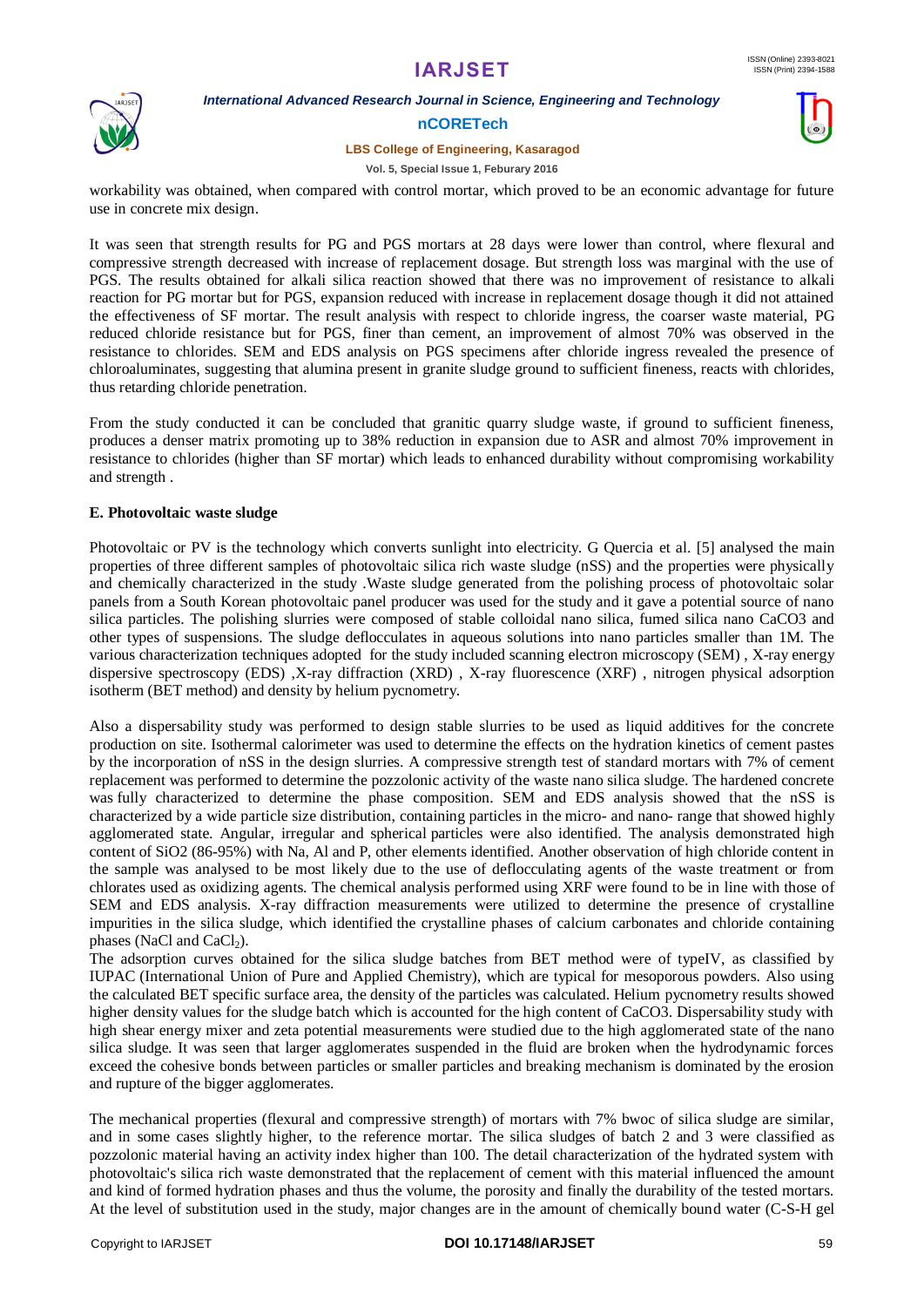workability was obtained, when compared with control mortar, which proved to be an economic advantage for future use in concrete mix design.

It was seen that strength results for PG and PGS mortars at 28 days were lower than control, where flexural and compressive strength decreased with increase of replacement dosage. But strength loss was marginal with the use of PGS. The results obtained for alkali silica reaction showed that there was no improvement of resistance to alkali reaction for PG mortar but for PGS, expansion reduced with increase in replacement dosage though it did not attained the effectiveness of SF mortar. The result analysis with respect to chloride ingress, the coarser waste material, PG reduced chloride resistance but for PGS, finer than cement, an improvement of almost 70% was observed in the resistance to chlorides. SEM and EDS analysis on PGS specimens after chloride ingress revealed the presence of chloroaluminates, suggesting that alumina present in granite sludge ground to sufficient fineness, reacts with chlorides, thus retarding chloride penetration.

From the study conducted it can be concluded that granitic quarry sludge waste, if ground to sufficient fineness, produces a denser matrix promoting up to 38% reduction in expansion due to ASR and almost 70% improvement in resistance to chlorides (higher than SF mortar) which leads to enhanced durability without compromising workability and strength .

**E. Photovoltaic waste sludge**

Photovoltaic or PV is the technology which converts sunlight into electricity. G Quercia et al. [5] analysed the main properties of three different samples of photovoltaic silica rich waste sludge (nSS) and the properties were physically and chemically characterized in the study .Waste sludge generated from the polishing process of photovoltaic solar panels from a South Korean photovoltaic panel producer was used for the study and it gave a potential source of nano silica particles. The polishing slurries were composed of stable colloidal nano silica, fumed silica nano $CaCO_3$ and other types of suspensions. The sludge deflocculates in aqueous solutions into nano particles smaller than 1M. The various characterization techniques adopted for the study included scanning electron microscopy (SEM) , X-ray energy dispersive spectroscopy (EDS) ,X-ray diffraction (XRD) , X-ray fluorescence (XRF) , nitrogen physical adsorption isotherm (BET method) and density by helium pycnometry.

Also a dispersability study was performed to design stable slurries to be used as liquid additives for the concrete production on site. Isothermal calorimeter was used to determine the effects on the hydration kinetics of cement pastes by the incorporation of nSS in the design slurries. A compressive strength test of standard mortars with 7% of cement replacement was performed to determine the pozzolonic activity of the waste nano silica sludge. The hardened concrete was fully characterized to determine the phase composition. SEM and EDS analysis showed that the nSS is characterized by a wide particle size distribution, containing particles in the micro- and nano- range that showed highly agglomerated state. Angular, irregular and spherical particles were also identified. The analysis demonstrated high content of $SiO_2$ (86-95%) with Na, Al and P, other elements identified. Another observation of high chloride content in the sample was analysed to be most likely due to the use of deflocculating agents of the waste treatment or from chlorates used as oxidizing agents. The chemical analysis performed using XRF were found to be in line with those of SEM and EDS analysis. X-ray diffraction measurements were utilized to determine the presence of crystalline impurities in the silica sludge, which identified the crystalline phases of calcium carbonates and chloride containing phases (NaCl and $CaCl_2$).

The adsorption curves obtained for the silica sludge batches from BET method were of typeIV, as classified by IUPAC (International Union of Pure and Applied Chemistry), which are typical for mesoporous powders. Also using the calculated BET specific surface area, the density of the particles was calculated. Helium pycnometry results showed higher density values for the sludge batch which is accounted for the high content of $CaCO_3$. Dispersability study with high shear energy mixer and zeta potential measurements were studied due to the high agglomerated state of the nano silica sludge. It was seen that larger agglomerates suspended in the fluid are broken when the hydrodynamic forces exceed the cohesive bonds between particles or smaller particles and breaking mechanism is dominated by the erosion and rupture of the bigger agglomerates.

The mechanical properties (flexural and compressive strength) of mortars with 7% bwoc of silica sludge are similar, and in some cases slightly higher, to the reference mortar. The silica sludges of batch 2 and 3 were classified as pozzolonic material having an activity index higher than 100. The detail characterization of the hydrated system with photovoltaic's silica rich waste demonstrated that the replacement of cement with this material influenced the amount and kind of formed hydration phases and thus the volume, the porosity and finally the durability of the tested mortars. At the level of substitution used in the study, major changes are in the amount of chemically bound water (C-S-H gel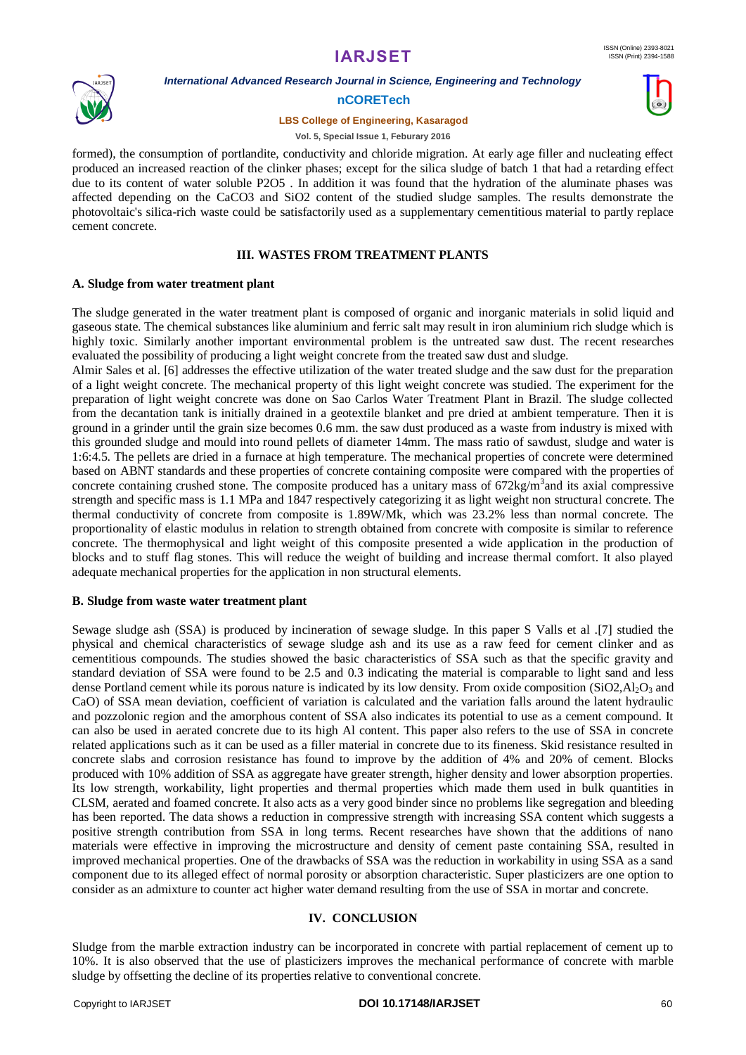formed), the consumption of portlandite, conductivity and chloride migration. At early age filler and nucleating effect produced an increased reaction of the clinker phases; except for the silica sludge of batch 1 that had a retarding effect due to its content of water soluble $P_2O_5$ . In addition it was found that the hydration of the aluminate phases was affected depending on the $CaCO_3$ and $SiO_2$ content of the studied sludge samples. The results demonstrate the photovoltaic's silica-rich waste could be satisfactorily used as a supplementary cementitious material to partly replace cement concrete.

## III. WASTES FROM TREATMENT PLANTS

### A. Sludge from water treatment plant

The sludge generated in the water treatment plant is composed of organic and inorganic materials in solid liquid and gaseous state. The chemical substances like aluminium and ferric salt may result in iron aluminium rich sludge which is highly toxic. Similarly another important environmental problem is the untreated saw dust. The recent researches evaluated the possibility of producing a light weight concrete from the treated saw dust and sludge.

Almir Sales et al. [6] addresses the effective utilization of the water treated sludge and the saw dust for the preparation of a light weight concrete. The mechanical property of this light weight concrete was studied. The experiment for the preparation of light weight concrete was done on Sao Carlos Water Treatment Plant in Brazil. The sludge collected from the decantation tank is initially drained in a geotextile blanket and pre dried at ambient temperature. Then it is ground in a grinder until the grain size becomes 0.6 mm. the saw dust produced as a waste from industry is mixed with this grounded sludge and mould into round pellets of diameter 14mm. The mass ratio of sawdust, sludge and water is 1:6:4.5. The pellets are dried in a furnace at high temperature. The mechanical properties of concrete were determined based on ABNT standards and these properties of concrete containing composite were compared with the properties of concrete containing crushed stone. The composite produced has a unitary mass of $672kg/m^3$and its axial compressive strength and specific mass is 1.1 MPa and 1847 respectively categorizing it as light weight non structural concrete. The thermal conductivity of concrete from composite is 1.89W/Mk, which was 23.2% less than normal concrete. The proportionality of elastic modulus in relation to strength obtained from concrete with composite is similar to reference concrete. The thermophysical and light weight of this composite presented a wide application in the production of blocks and to stuff flag stones. This will reduce the weight of building and increase thermal comfort. It also played adequate mechanical properties for the application in non structural elements.

### B. Sludge from waste water treatment plant

Sewage sludge ash (SSA) is produced by incineration of sewage sludge. In this paper S Valls et al .[7] studied the physical and chemical characteristics of sewage sludge ash and its use as a raw feed for cement clinker and as cementitious compounds. The studies showed the basic characteristics of SSA such as that the specific gravity and standard deviation of SSA were found to be 2.5 and 0.3 indicating the material is comparable to light sand and less dense Portland cement while its porous nature is indicated by its low density. From oxide composition ($SiO_2$,$Al_2O_3$ and CaO) of SSA mean deviation, coefficient of variation is calculated and the variation falls around the latent hydraulic and pozzolonic region and the amorphous content of SSA also indicates its potential to use as a cement compound. It can also be used in aerated concrete due to its high Al content. This paper also refers to the use of SSA in concrete related applications such as it can be used as a filler material in concrete due to its fineness. Skid resistance resulted in concrete slabs and corrosion resistance has found to improve by the addition of 4% and 20% of cement. Blocks produced with 10% addition of SSA as aggregate have greater strength, higher density and lower absorption properties. Its low strength, workability, light properties and thermal properties which made them used in bulk quantities in CLSM, aerated and foamed concrete. It also acts as a very good binder since no problems like segregation and bleeding has been reported. The data shows a reduction in compressive strength with increasing SSA content which suggests a positive strength contribution from SSA in long terms. Recent researches have shown that the additions of nano materials were effective in improving the microstructure and density of cement paste containing SSA, resulted in improved mechanical properties. One of the drawbacks of SSA was the reduction in workability in using SSA as a sand component due to its alleged effect of normal porosity or absorption characteristic. Super plasticizers are one option to consider as an admixture to counter act higher water demand resulting from the use of SSA in mortar and concrete.

## IV. CONCLUSION

Sludge from the marble extraction industry can be incorporated in concrete with partial replacement of cement up to 10%. It is also observed that the use of plasticizers improves the mechanical performance of concrete with marble sludge by offsetting the decline of its properties relative to conventional concrete.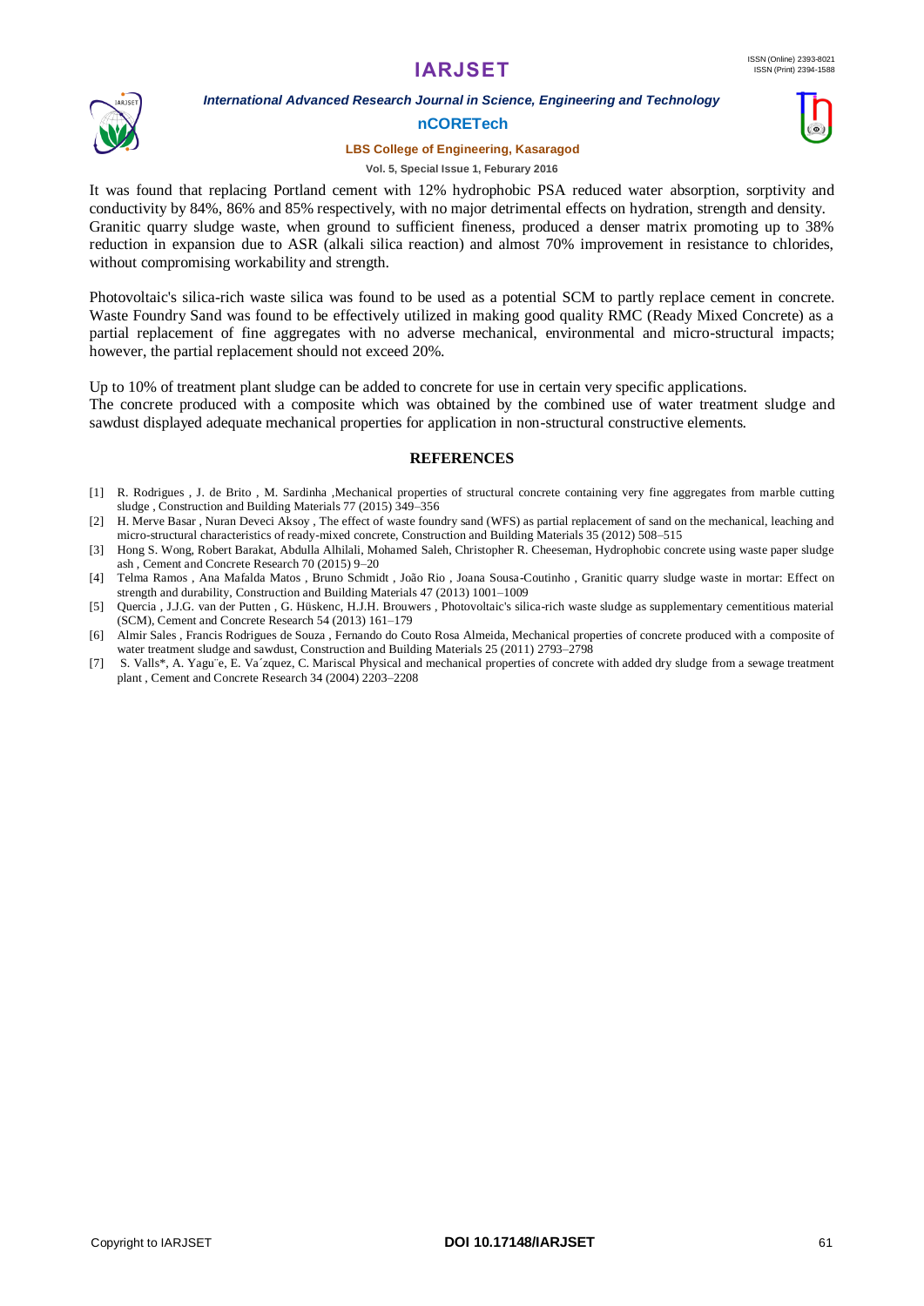It was found that replacing Portland cement with 12% hydrophobic PSA reduced water absorption, sorptivity and conductivity by 84%, 86% and 85% respectively, with no major detrimental effects on hydration, strength and density. Granitic quarry sludge waste, when ground to sufficient fineness, produced a denser matrix promoting up to 38% reduction in expansion due to ASR (alkali silica reaction) and almost 70% improvement in resistance to chlorides, without compromising workability and strength.

Photovoltaic's silica-rich waste silica was found to be used as a potential SCM to partly replace cement in concrete. Waste Foundry Sand was found to be effectively utilized in making good quality RMC (Ready Mixed Concrete) as a partial replacement of fine aggregates with no adverse mechanical, environmental and micro-structural impacts; however, the partial replacement should not exceed 20%.

Up to 10% of treatment plant sludge can be added to concrete for use in certain very specific applications.
The concrete produced with a composite which was obtained by the combined use of water treatment sludge and sawdust displayed adequate mechanical properties for application in non-structural constructive elements.

## REFERENCES

[1] R. Rodrigues , J. de Brito , M. Sardinha ,Mechanical properties of structural concrete containing very fine aggregates from marble cutting sludge , Construction and Building Materials 77 (2015) 349–356

[2] H. Merve Basar , Nuran Deveci Aksoy , The effect of waste foundry sand (WFS) as partial replacement of sand on the mechanical, leaching and micro-structural characteristics of ready-mixed concrete, Construction and Building Materials 35 (2012) 508–515

[3] Hong S. Wong, Robert Barakat, Abdulla Alhilali, Mohamed Saleh, Christopher R. Cheeseman, Hydrophobic concrete using waste paper sludge ash , Cement and Concrete Research 70 (2015) 9–20

[4] Telma Ramos , Ana Mafalda Matos , Bruno Schmidt , João Rio , Joana Sousa-Coutinho , Granitic quarry sludge waste in mortar: Effect on strength and durability, Construction and Building Materials 47 (2013) 1001–1009

[5] Quercia , J.J.G. van der Putten , G. Hüskenc, H.J.H. Brouwers , Photovoltaic's silica-rich waste sludge as supplementary cementitious material (SCM), Cement and Concrete Research 54 (2013) 161–179

[6] Almir Sales , Francis Rodrigues de Souza , Fernando do Couto Rosa Almeida, Mechanical properties of concrete produced with a composite of water treatment sludge and sawdust, Construction and Building Materials 25 (2011) 2793–2798

[7] S. Valls*, A. Yagu¨e, E. Va´zquez, C. Mariscal Physical and mechanical properties of concrete with added dry sludge from a sewage treatment plant , Cement and Concrete Research 34 (2004) 2203–2208